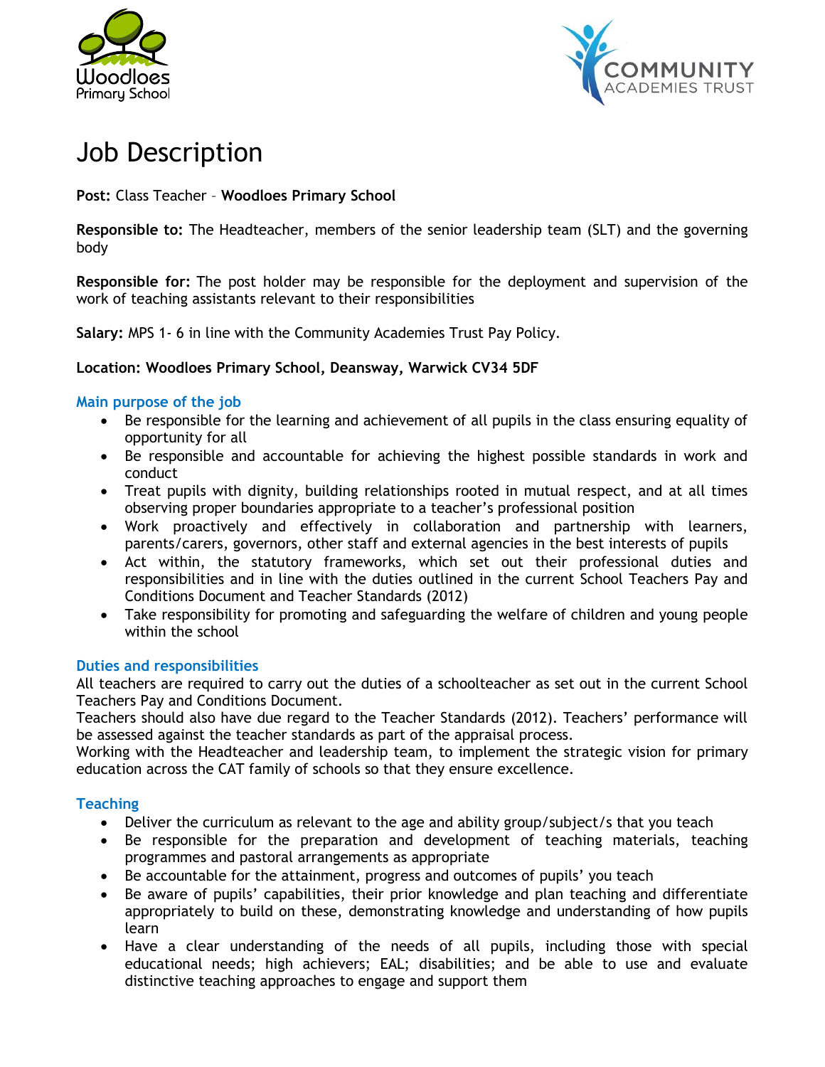# Job Description

**Post:** Class Teacher – **Woodloes Primary School**

**Responsible to:** The Headteacher, members of the senior leadership team (SLT) and the governing body

**Responsible for:** The post holder may be responsible for the deployment and supervision of the work of teaching assistants relevant to their responsibilities

**Salary:** MPS 1- 6 in line with the Community Academies Trust Pay Policy.

**Location: Woodloes Primary School, Deansway, Warwick CV34 5DF**

## Main purpose of the job

- Be responsible for the learning and achievement of all pupils in the class ensuring equality of opportunity for all
- Be responsible and accountable for achieving the highest possible standards in work and conduct
- Treat pupils with dignity, building relationships rooted in mutual respect, and at all times observing proper boundaries appropriate to a teacher's professional position
- Work proactively and effectively in collaboration and partnership with learners, parents/carers, governors, other staff and external agencies in the best interests of pupils
- Act within, the statutory frameworks, which set out their professional duties and responsibilities and in line with the duties outlined in the current School Teachers Pay and Conditions Document and Teacher Standards (2012)
- Take responsibility for promoting and safeguarding the welfare of children and young people within the school

## Duties and responsibilities

All teachers are required to carry out the duties of a schoolteacher as set out in the current School Teachers Pay and Conditions Document.

Teachers should also have due regard to the Teacher Standards (2012). Teachers' performance will be assessed against the teacher standards as part of the appraisal process.

Working with the Headteacher and leadership team, to implement the strategic vision for primary education across the CAT family of schools so that they ensure excellence.

## Teaching

- Deliver the curriculum as relevant to the age and ability group/subject/s that you teach
- Be responsible for the preparation and development of teaching materials, teaching programmes and pastoral arrangements as appropriate
- Be accountable for the attainment, progress and outcomes of pupils' you teach
- Be aware of pupils' capabilities, their prior knowledge and plan teaching and differentiate appropriately to build on these, demonstrating knowledge and understanding of how pupils learn
- Have a clear understanding of the needs of all pupils, including those with special educational needs; high achievers; EAL; disabilities; and be able to use and evaluate distinctive teaching approaches to engage and support them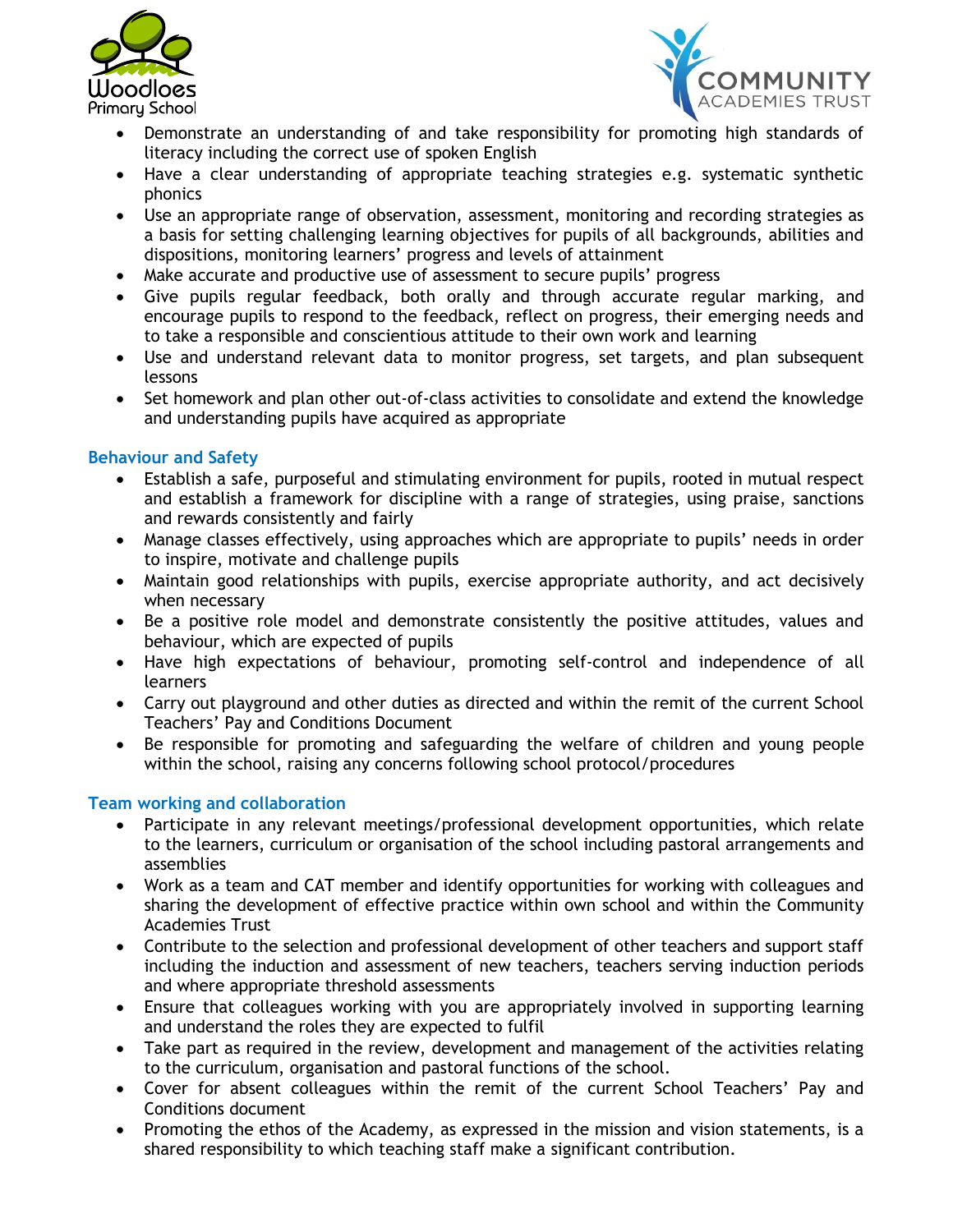- Demonstrate an understanding of and take responsibility for promoting high standards of literacy including the correct use of spoken English
- Have a clear understanding of appropriate teaching strategies e.g. systematic synthetic phonics
- Use an appropriate range of observation, assessment, monitoring and recording strategies as a basis for setting challenging learning objectives for pupils of all backgrounds, abilities and dispositions, monitoring learners' progress and levels of attainment
- Make accurate and productive use of assessment to secure pupils' progress
- Give pupils regular feedback, both orally and through accurate regular marking, and encourage pupils to respond to the feedback, reflect on progress, their emerging needs and to take a responsible and conscientious attitude to their own work and learning
- Use and understand relevant data to monitor progress, set targets, and plan subsequent lessons
- Set homework and plan other out-of-class activities to consolidate and extend the knowledge and understanding pupils have acquired as appropriate

### Behaviour and Safety

- Establish a safe, purposeful and stimulating environment for pupils, rooted in mutual respect and establish a framework for discipline with a range of strategies, using praise, sanctions and rewards consistently and fairly
- Manage classes effectively, using approaches which are appropriate to pupils' needs in order to inspire, motivate and challenge pupils
- Maintain good relationships with pupils, exercise appropriate authority, and act decisively when necessary
- Be a positive role model and demonstrate consistently the positive attitudes, values and behaviour, which are expected of pupils
- Have high expectations of behaviour, promoting self-control and independence of all learners
- Carry out playground and other duties as directed and within the remit of the current School Teachers' Pay and Conditions Document
- Be responsible for promoting and safeguarding the welfare of children and young people within the school, raising any concerns following school protocol/procedures

### Team working and collaboration

- Participate in any relevant meetings/professional development opportunities, which relate to the learners, curriculum or organisation of the school including pastoral arrangements and assemblies
- Work as a team and CAT member and identify opportunities for working with colleagues and sharing the development of effective practice within own school and within the Community Academies Trust
- Contribute to the selection and professional development of other teachers and support staff including the induction and assessment of new teachers, teachers serving induction periods and where appropriate threshold assessments
- Ensure that colleagues working with you are appropriately involved in supporting learning and understand the roles they are expected to fulfil
- Take part as required in the review, development and management of the activities relating to the curriculum, organisation and pastoral functions of the school.
- Cover for absent colleagues within the remit of the current School Teachers' Pay and Conditions document
- Promoting the ethos of the Academy, as expressed in the mission and vision statements, is a shared responsibility to which teaching staff make a significant contribution.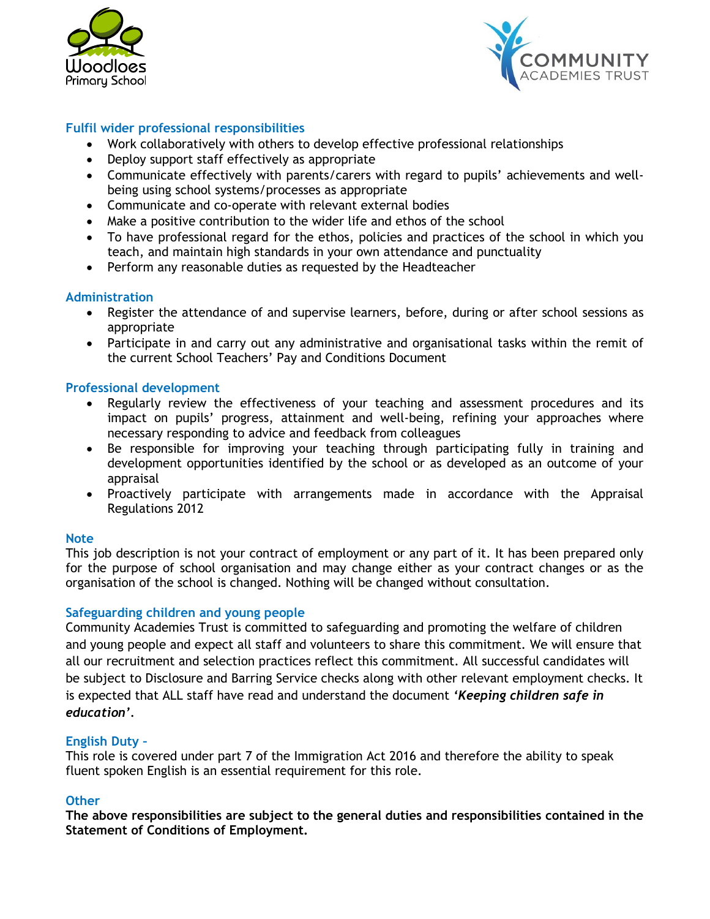### Fulfil wider professional responsibilities

- Work collaboratively with others to develop effective professional relationships
- Deploy support staff effectively as appropriate
- Communicate effectively with parents/carers with regard to pupils' achievements and well-being using school systems/processes as appropriate
- Communicate and co-operate with relevant external bodies
- Make a positive contribution to the wider life and ethos of the school
- To have professional regard for the ethos, policies and practices of the school in which you teach, and maintain high standards in your own attendance and punctuality
- Perform any reasonable duties as requested by the Headteacher

### Administration

- Register the attendance of and supervise learners, before, during or after school sessions as appropriate
- Participate in and carry out any administrative and organisational tasks within the remit of the current School Teachers' Pay and Conditions Document

### Professional development

- Regularly review the effectiveness of your teaching and assessment procedures and its impact on pupils' progress, attainment and well-being, refining your approaches where necessary responding to advice and feedback from colleagues
- Be responsible for improving your teaching through participating fully in training and development opportunities identified by the school or as developed as an outcome of your appraisal
- Proactively participate with arrangements made in accordance with the Appraisal Regulations 2012

### Note

This job description is not your contract of employment or any part of it. It has been prepared only for the purpose of school organisation and may change either as your contract changes or as the organisation of the school is changed. Nothing will be changed without consultation.

### Safeguarding children and young people

Community Academies Trust is committed to safeguarding and promoting the welfare of children and young people and expect all staff and volunteers to share this commitment. We will ensure that all our recruitment and selection practices reflect this commitment. All successful candidates will be subject to Disclosure and Barring Service checks along with other relevant employment checks. It is expected that ALL staff have read and understand the document ***'Keeping children safe in education'***.

### English Duty –

This role is covered under part 7 of the Immigration Act 2016 and therefore the ability to speak fluent spoken English is an essential requirement for this role.

### Other

**The above responsibilities are subject to the general duties and responsibilities contained in the Statement of Conditions of Employment.**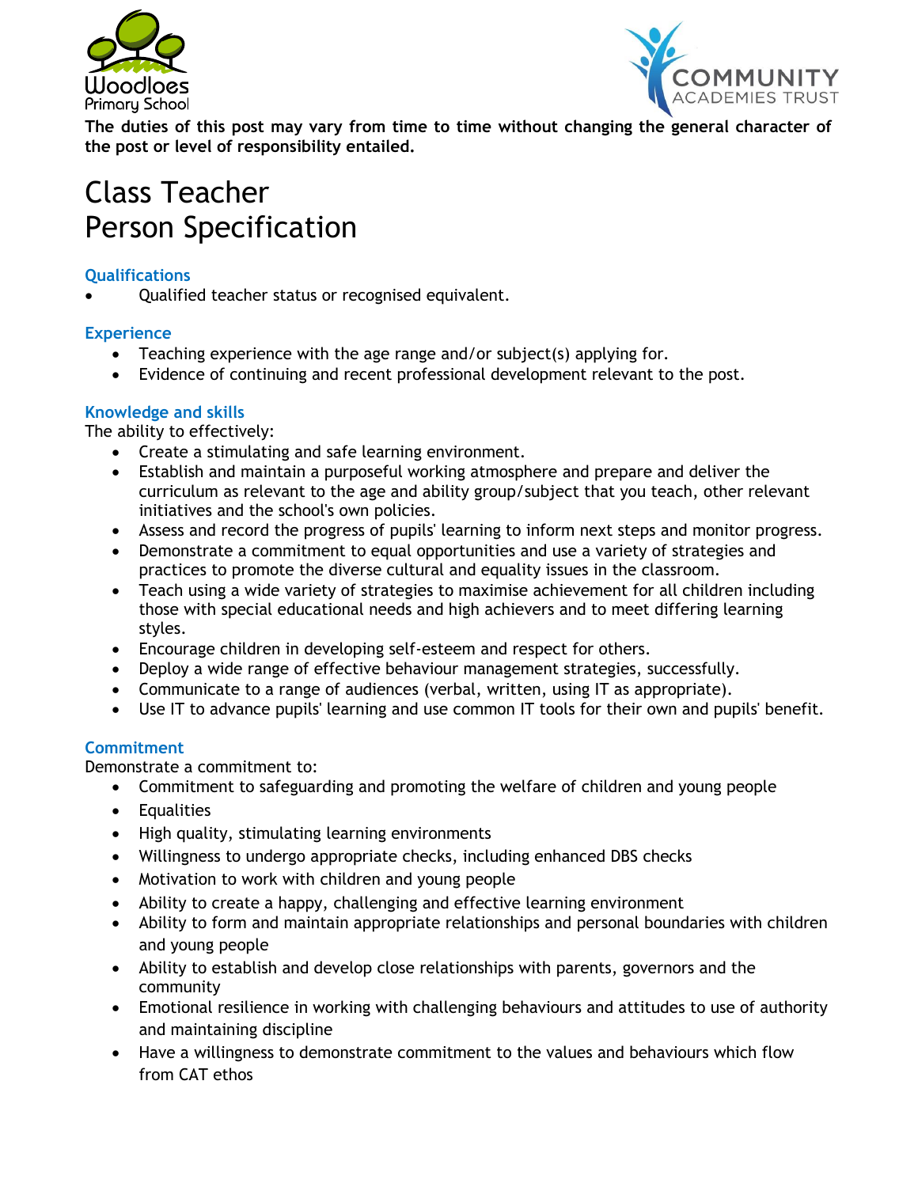**The duties of this post may vary from time to time without changing the general character of the post or level of responsibility entailed.**

# Class Teacher
# Person Specification

### Qualifications

- Qualified teacher status or recognised equivalent.

### Experience

- Teaching experience with the age range and/or subject(s) applying for.
- Evidence of continuing and recent professional development relevant to the post.

### Knowledge and skills

The ability to effectively:

- Create a stimulating and safe learning environment.
- Establish and maintain a purposeful working atmosphere and prepare and deliver the curriculum as relevant to the age and ability group/subject that you teach, other relevant initiatives and the school's own policies.
- Assess and record the progress of pupils' learning to inform next steps and monitor progress.
- Demonstrate a commitment to equal opportunities and use a variety of strategies and practices to promote the diverse cultural and equality issues in the classroom.
- Teach using a wide variety of strategies to maximise achievement for all children including those with special educational needs and high achievers and to meet differing learning styles.
- Encourage children in developing self-esteem and respect for others.
- Deploy a wide range of effective behaviour management strategies, successfully.
- Communicate to a range of audiences (verbal, written, using IT as appropriate).
- Use IT to advance pupils' learning and use common IT tools for their own and pupils' benefit.

### Commitment

Demonstrate a commitment to:

- Commitment to safeguarding and promoting the welfare of children and young people
- Equalities
- High quality, stimulating learning environments
- Willingness to undergo appropriate checks, including enhanced DBS checks
- Motivation to work with children and young people
- Ability to create a happy, challenging and effective learning environment
- Ability to form and maintain appropriate relationships and personal boundaries with children and young people
- Ability to establish and develop close relationships with parents, governors and the community
- Emotional resilience in working with challenging behaviours and attitudes to use of authority and maintaining discipline
- Have a willingness to demonstrate commitment to the values and behaviours which flow from CAT ethos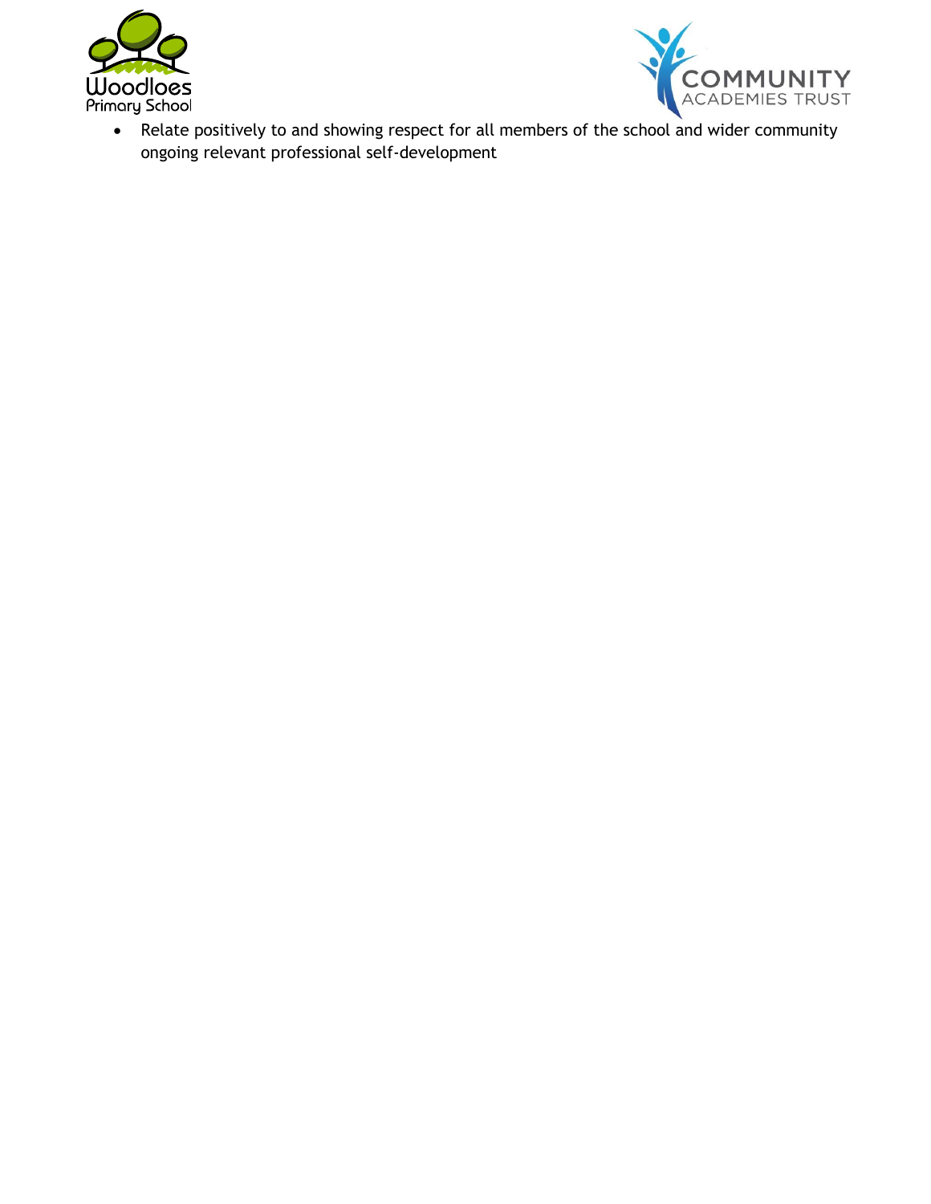- Relate positively to and showing respect for all members of the school and wider community ongoing relevant professional self-development